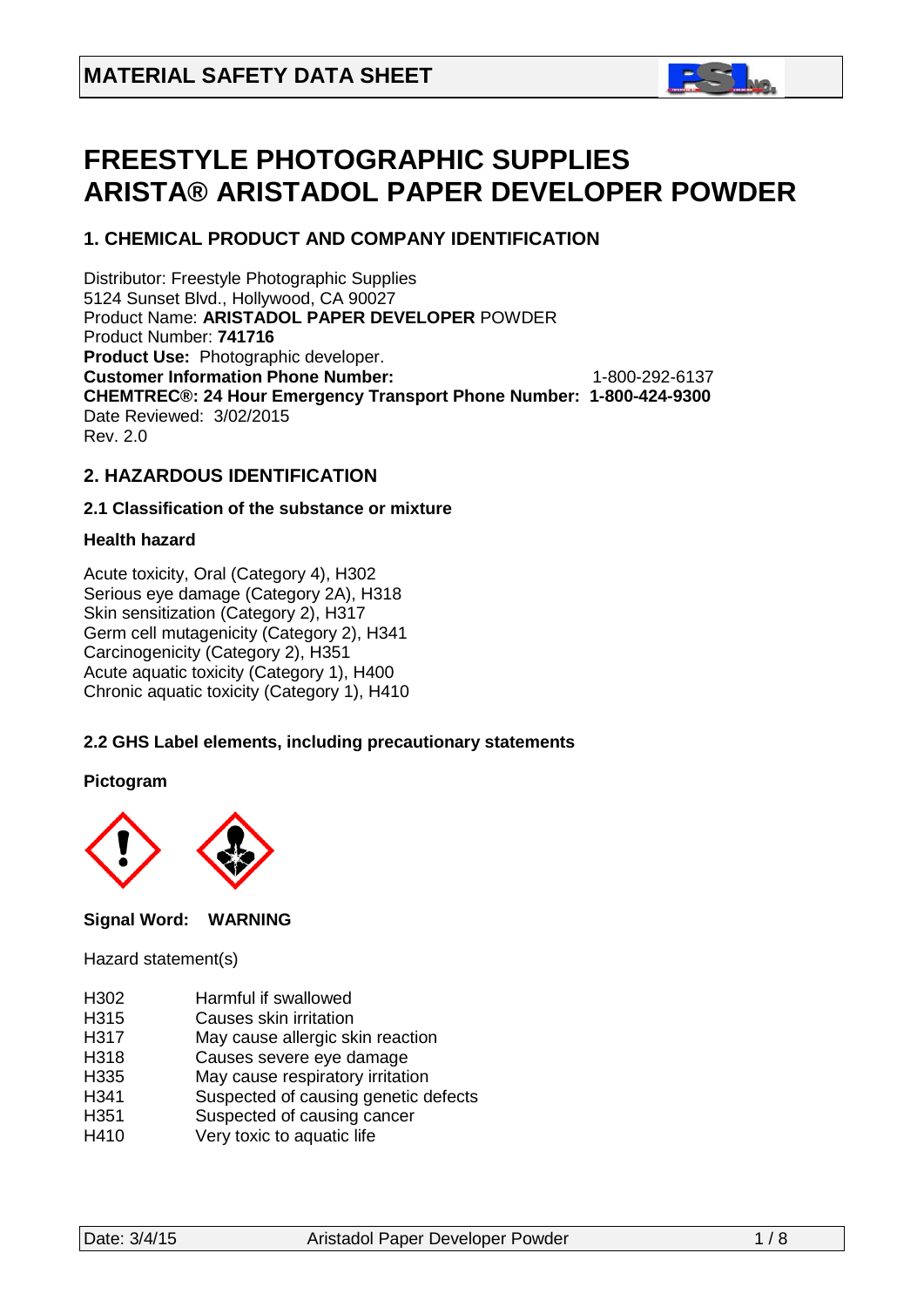# MATERIAL SAFETY DATA SHEET

# FREESTYLE PHOTOGRAPHIC SUPPLIES
# ARISTA® ARISTADOL PAPER DEVELOPER POWDER

## 1. CHEMICAL PRODUCT AND COMPANY IDENTIFICATION

Distributor: Freestyle Photographic Supplies
5124 Sunset Blvd., Hollywood, CA 90027
Product Name: **ARISTADOL PAPER DEVELOPER** POWDER
Product Number: **741716**
**Product Use:** Photographic developer.
**Customer Information Phone Number:** 1-800-292-6137
**CHEMTREC®: 24 Hour Emergency Transport Phone Number: 1-800-424-9300**
Date Reviewed: 3/02/2015
Rev. 2.0

## 2. HAZARDOUS IDENTIFICATION

### 2.1 Classification of the substance or mixture

**Health hazard**

Acute toxicity, Oral (Category 4), H302
Serious eye damage (Category 2A), H318
Skin sensitization (Category 2), H317
Germ cell mutagenicity (Category 2), H341
Carcinogenicity (Category 2), H351
Acute aquatic toxicity (Category 1), H400
Chronic aquatic toxicity (Category 1), H410

### 2.2 GHS Label elements, including precautionary statements

**Pictogram**

**Signal Word: WARNING**

Hazard statement(s)

| | |
|---|---|
| H302 | Harmful if swallowed |
| H315 | Causes skin irritation |
| H317 | May cause allergic skin reaction |
| H318 | Causes severe eye damage |
| H335 | May cause respiratory irritation |
| H341 | Suspected of causing genetic defects |
| H351 | Suspected of causing cancer |
| H410 | Very toxic to aquatic life |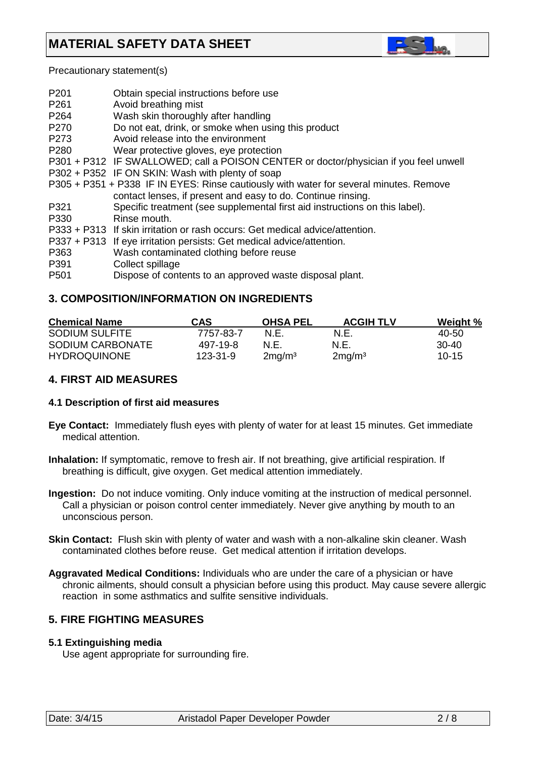Precautionary statement(s)

P201 Obtain special instructions before use
P261 Avoid breathing mist
P264 Wash skin thoroughly after handling
P270 Do not eat, drink, or smoke when using this product
P273 Avoid release into the environment
P280 Wear protective gloves, eye protection
P301 + P312 IF SWALLOWED; call a POISON CENTER or doctor/physician if you feel unwell
P302 + P352 IF ON SKIN: Wash with plenty of soap
P305 + P351 + P338 IF IN EYES: Rinse cautiously with water for several minutes. Remove contact lenses, if present and easy to do. Continue rinsing.
P321 Specific treatment (see supplemental first aid instructions on this label).
P330 Rinse mouth.
P333 + P313 If skin irritation or rash occurs: Get medical advice/attention.
P337 + P313 If eye irritation persists: Get medical advice/attention.
P363 Wash contaminated clothing before reuse
P391 Collect spillage
P501 Dispose of contents to an approved waste disposal plant.

## 3. COMPOSITION/INFORMATION ON INGREDIENTS

| Chemical Name | CAS | OHSA PEL | ACGIH TLV | Weight % |
|---|---|---|---|---|
| SODIUM SULFITE | 7757-83-7 | N.E. | N.E. | 40-50 |
| SODIUM CARBONATE | 497-19-8 | N.E. | N.E. | 30-40 |
| HYDROQUINONE | 123-31-9 | $2mg/m^3$ | $2mg/m^3$ | 10-15 |

## 4. FIRST AID MEASURES

### 4.1 Description of first aid measures

**Eye Contact:** Immediately flush eyes with plenty of water for at least 15 minutes. Get immediate medical attention.

**Inhalation:** If symptomatic, remove to fresh air. If not breathing, give artificial respiration. If breathing is difficult, give oxygen. Get medical attention immediately.

**Ingestion:** Do not induce vomiting. Only induce vomiting at the instruction of medical personnel. Call a physician or poison control center immediately. Never give anything by mouth to an unconscious person.

**Skin Contact:** Flush skin with plenty of water and wash with a non-alkaline skin cleaner. Wash contaminated clothes before reuse. Get medical attention if irritation develops.

**Aggravated Medical Conditions:** Individuals who are under the care of a physician or have chronic ailments, should consult a physician before using this product. May cause severe allergic reaction in some asthmatics and sulfite sensitive individuals.

## 5. FIRE FIGHTING MEASURES

### 5.1 Extinguishing media

Use agent appropriate for surrounding fire.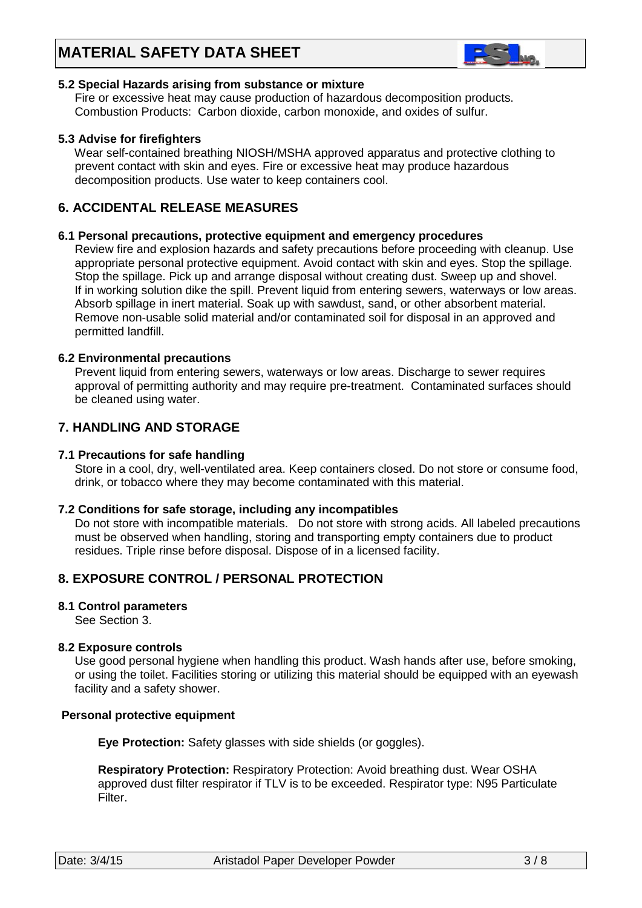### 5.2 Special Hazards arising from substance or mixture

Fire or excessive heat may cause production of hazardous decomposition products. Combustion Products: Carbon dioxide, carbon monoxide, and oxides of sulfur.

### 5.3 Advise for firefighters

Wear self-contained breathing NIOSH/MSHA approved apparatus and protective clothing to prevent contact with skin and eyes. Fire or excessive heat may produce hazardous decomposition products. Use water to keep containers cool.

## 6. ACCIDENTAL RELEASE MEASURES

### 6.1 Personal precautions, protective equipment and emergency procedures

Review fire and explosion hazards and safety precautions before proceeding with cleanup. Use appropriate personal protective equipment. Avoid contact with skin and eyes. Stop the spillage. Stop the spillage. Pick up and arrange disposal without creating dust. Sweep up and shovel. If in working solution dike the spill. Prevent liquid from entering sewers, waterways or low areas. Absorb spillage in inert material. Soak up with sawdust, sand, or other absorbent material. Remove non-usable solid material and/or contaminated soil for disposal in an approved and permitted landfill.

### 6.2 Environmental precautions

Prevent liquid from entering sewers, waterways or low areas. Discharge to sewer requires approval of permitting authority and may require pre-treatment. Contaminated surfaces should be cleaned using water.

## 7. HANDLING AND STORAGE

### 7.1 Precautions for safe handling

Store in a cool, dry, well-ventilated area. Keep containers closed. Do not store or consume food, drink, or tobacco where they may become contaminated with this material.

### 7.2 Conditions for safe storage, including any incompatibles

Do not store with incompatible materials. Do not store with strong acids. All labeled precautions must be observed when handling, storing and transporting empty containers due to product residues. Triple rinse before disposal. Dispose of in a licensed facility.

## 8. EXPOSURE CONTROL / PERSONAL PROTECTION

### 8.1 Control parameters

See Section 3.

### 8.2 Exposure controls

Use good personal hygiene when handling this product. Wash hands after use, before smoking, or using the toilet. Facilities storing or utilizing this material should be equipped with an eyewash facility and a safety shower.

**Personal protective equipment**

**Eye Protection:** Safety glasses with side shields (or goggles).

**Respiratory Protection:** Respiratory Protection: Avoid breathing dust. Wear OSHA approved dust filter respirator if TLV is to be exceeded. Respirator type: N95 Particulate Filter.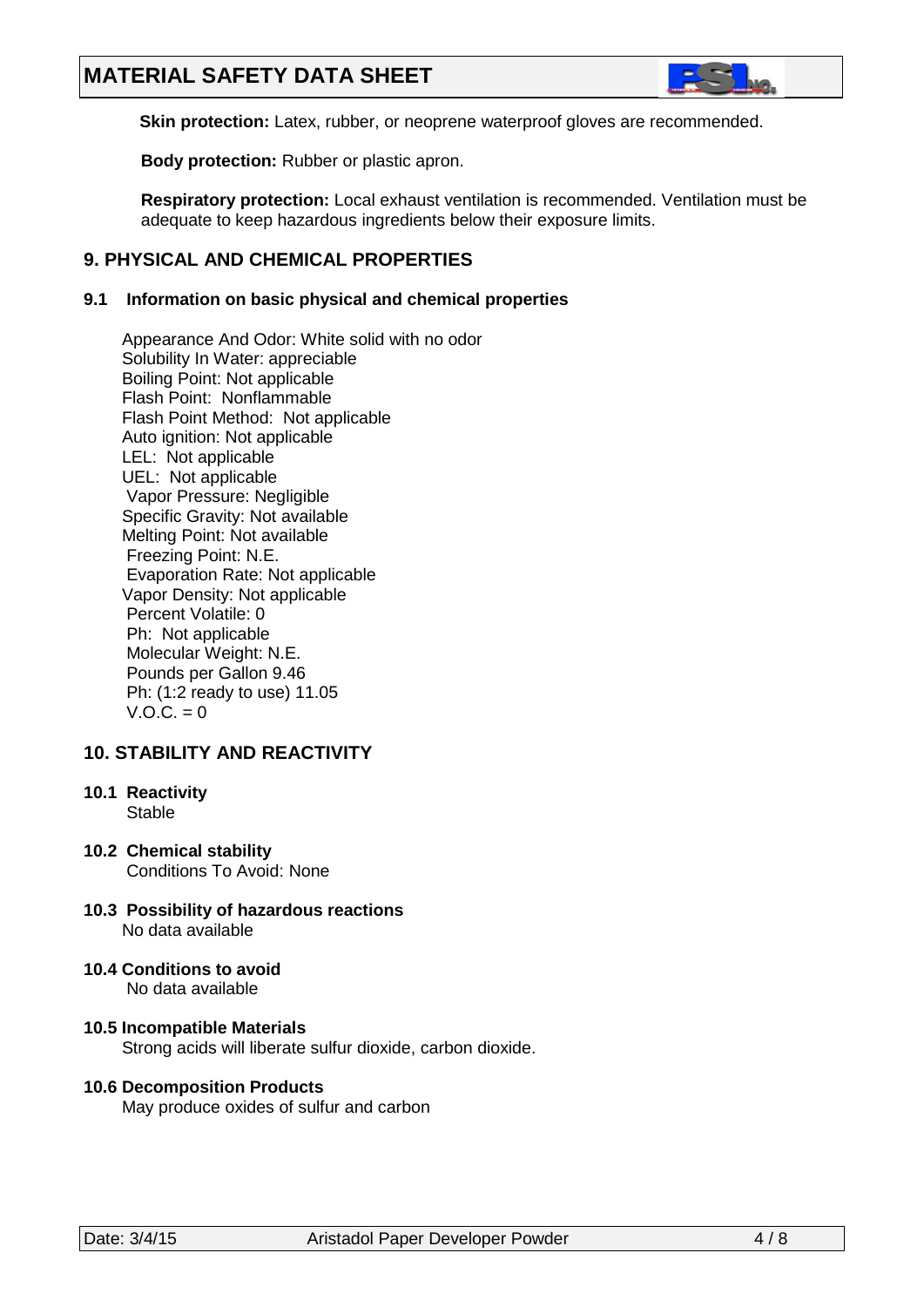**Skin protection:** Latex, rubber, or neoprene waterproof gloves are recommended.

**Body protection:** Rubber or plastic apron.

**Respiratory protection:** Local exhaust ventilation is recommended. Ventilation must be adequate to keep hazardous ingredients below their exposure limits.

## 9. PHYSICAL AND CHEMICAL PROPERTIES

### 9.1 Information on basic physical and chemical properties

Appearance And Odor: White solid with no odor
Solubility In Water: appreciable
Boiling Point: Not applicable
Flash Point: Nonflammable
Flash Point Method: Not applicable
Auto ignition: Not applicable
LEL: Not applicable
UEL: Not applicable
Vapor Pressure: Negligible
Specific Gravity: Not available
Melting Point: Not available
Freezing Point: N.E.
Evaporation Rate: Not applicable
Vapor Density: Not applicable
Percent Volatile: 0
Ph: Not applicable
Molecular Weight: N.E.
Pounds per Gallon 9.46
Ph: (1:2 ready to use) 11.05
V.O.C. = 0

## 10. STABILITY AND REACTIVITY

**10.1 Reactivity**
Stable

**10.2 Chemical stability**
Conditions To Avoid: None

**10.3 Possibility of hazardous reactions**
No data available

**10.4 Conditions to avoid**
No data available

**10.5 Incompatible Materials**
Strong acids will liberate sulfur dioxide, carbon dioxide.

**10.6 Decomposition Products**
May produce oxides of sulfur and carbon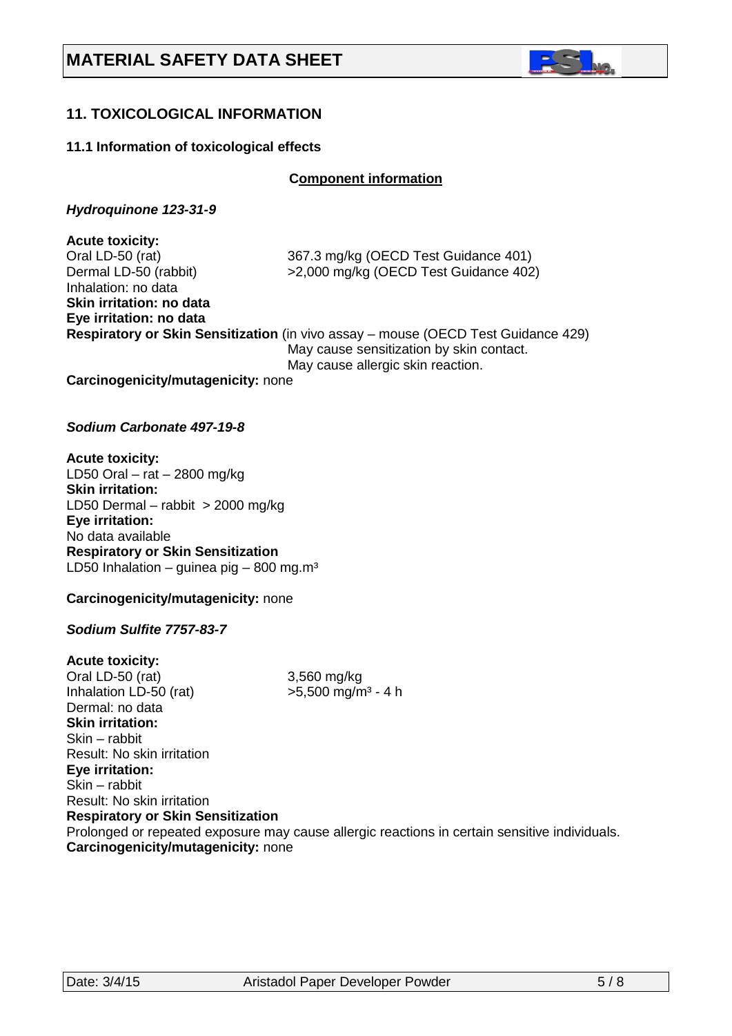## 11. TOXICOLOGICAL INFORMATION

### 11.1 Information of toxicological effects

**Component information**

***Hydroquinone 123-31-9***

**Acute toxicity:**
Oral LD-50 (rat) 367.3 mg/kg (OECD Test Guidance 401)
Dermal LD-50 (rabbit) >2,000 mg/kg (OECD Test Guidance 402)
Inhalation: no data
**Skin irritation: no data**
**Eye irritation: no data**
**Respiratory or Skin Sensitization** (in vivo assay – mouse (OECD Test Guidance 429)
May cause sensitization by skin contact.
May cause allergic skin reaction.
**Carcinogenicity/mutagenicity:** none

***Sodium Carbonate 497-19-8***

**Acute toxicity:**
LD50 Oral – rat – 2800 mg/kg
**Skin irritation:**
LD50 Dermal – rabbit > 2000 mg/kg
**Eye irritation:**
No data available
**Respiratory or Skin Sensitization**
LD50 Inhalation – guinea pig – 800 mg.m³

**Carcinogenicity/mutagenicity:** none

***Sodium Sulfite 7757-83-7***

**Acute toxicity:**
Oral LD-50 (rat) 3,560 mg/kg
Inhalation LD-50 (rat) >5,500 mg/m³ - 4 h
Dermal: no data
**Skin irritation:**
Skin – rabbit
Result: No skin irritation
**Eye irritation:**
Skin – rabbit
Result: No skin irritation
**Respiratory or Skin Sensitization**
Prolonged or repeated exposure may cause allergic reactions in certain sensitive individuals.
**Carcinogenicity/mutagenicity:** none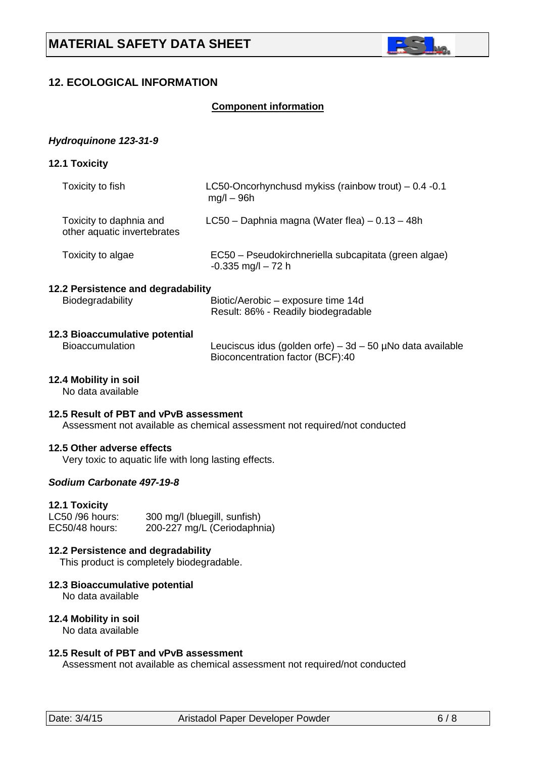# MATERIAL SAFETY DATA SHEET

## 12. ECOLOGICAL INFORMATION

**Component information**

***Hydroquinone 123-31-9***

### 12.1 Toxicity

| | |
|---|---|
| Toxicity to fish | LC50-Oncorhynchusd mykiss (rainbow trout) – 0.4 -0.1 mg/l – 96h |
| Toxicity to daphnia and other aquatic invertebrates | LC50 – Daphnia magna (Water flea) – 0.13 – 48h |
| Toxicity to algae | EC50 – Pseudokirchneriella subcapitata (green algae) -0.335 mg/l – 72 h |

### 12.2 Persistence and degradability

| | |
|---|---|
| Biodegradability | Biotic/Aerobic – exposure time 14d<br>Result: 86% - Readily biodegradable |

### 12.3 Bioaccumulative potential

| | |
|---|---|
| Bioaccumulation | Leuciscus idus (golden orfe) – 3d – 50 µNo data available<br>Bioconcentration factor (BCF):40 |

### 12.4 Mobility in soil

No data available

### 12.5 Result of PBT and vPvB assessment

Assessment not available as chemical assessment not required/not conducted

### 12.5 Other adverse effects

Very toxic to aquatic life with long lasting effects.

***Sodium Carbonate 497-19-8***

### 12.1 Toxicity

| | |
|---|---|
| LC50 /96 hours: | 300 mg/l (bluegill, sunfish) |
| EC50/48 hours: | 200-227 mg/L (Ceriodaphnia) |

### 12.2 Persistence and degradability

This product is completely biodegradable.

### 12.3 Bioaccumulative potential

No data available

### 12.4 Mobility in soil

No data available

### 12.5 Result of PBT and vPvB assessment

Assessment not available as chemical assessment not required/not conducted

Date: 3/4/15 Aristadol Paper Developer Powder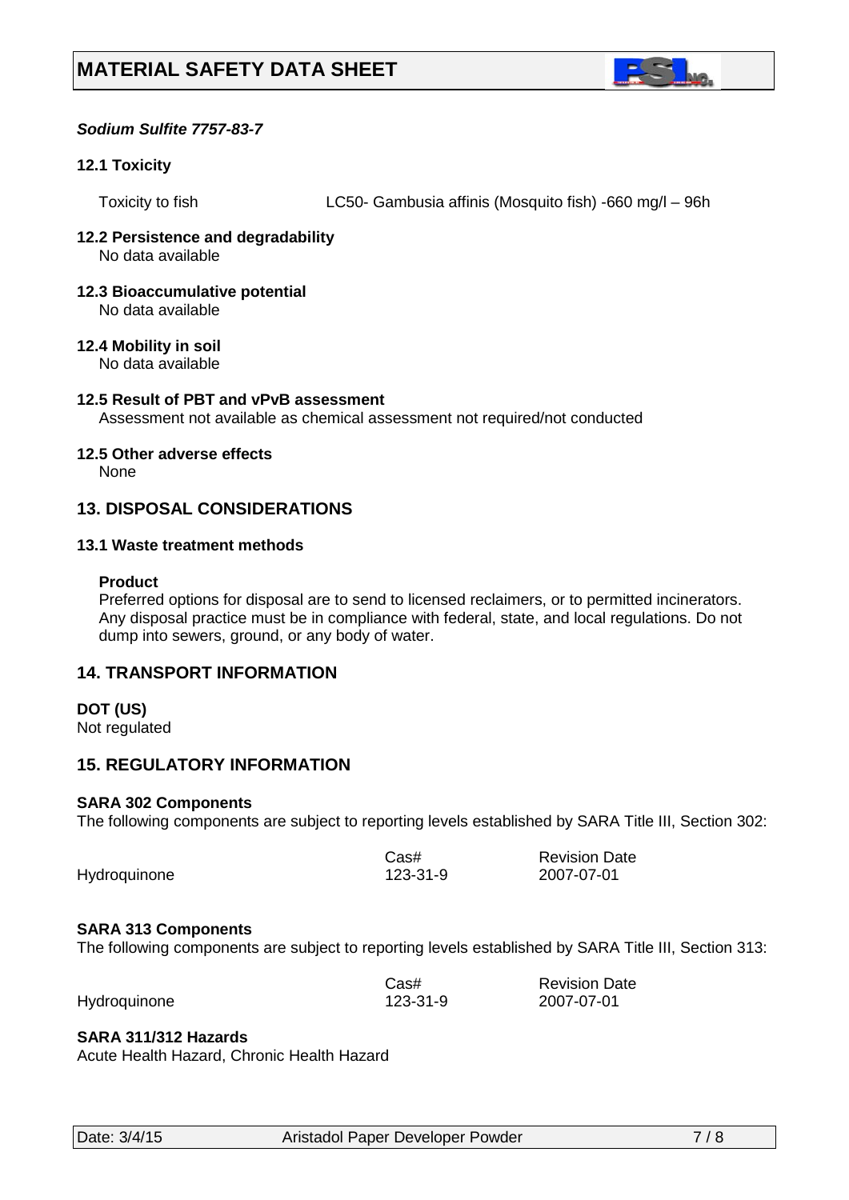***Sodium Sulfite 7757-83-7***

**12.1 Toxicity**

| Toxicity to fish | LC50- Gambusia affinis (Mosquito fish) -660 mg/l – 96h |
|---|---|

**12.2 Persistence and degradability**
No data available

**12.3 Bioaccumulative potential**
No data available

**12.4 Mobility in soil**
No data available

**12.5 Result of PBT and vPvB assessment**
Assessment not available as chemical assessment not required/not conducted

**12.5 Other adverse effects**
None

## 13. DISPOSAL CONSIDERATIONS

**13.1 Waste treatment methods**

**Product**
Preferred options for disposal are to send to licensed reclaimers, or to permitted incinerators. Any disposal practice must be in compliance with federal, state, and local regulations. Do not dump into sewers, ground, or any body of water.

## 14. TRANSPORT INFORMATION

**DOT (US)**
Not regulated

## 15. REGULATORY INFORMATION

**SARA 302 Components**
The following components are subject to reporting levels established by SARA Title III, Section 302:

| | Cas# | Revision Date |
|---|---|---|
| Hydroquinone | 123-31-9 | 2007-07-01 |

**SARA 313 Components**
The following components are subject to reporting levels established by SARA Title III, Section 313:

| | Cas# | Revision Date |
|---|---|---|
| Hydroquinone | 123-31-9 | 2007-07-01 |

**SARA 311/312 Hazards**
Acute Health Hazard, Chronic Health Hazard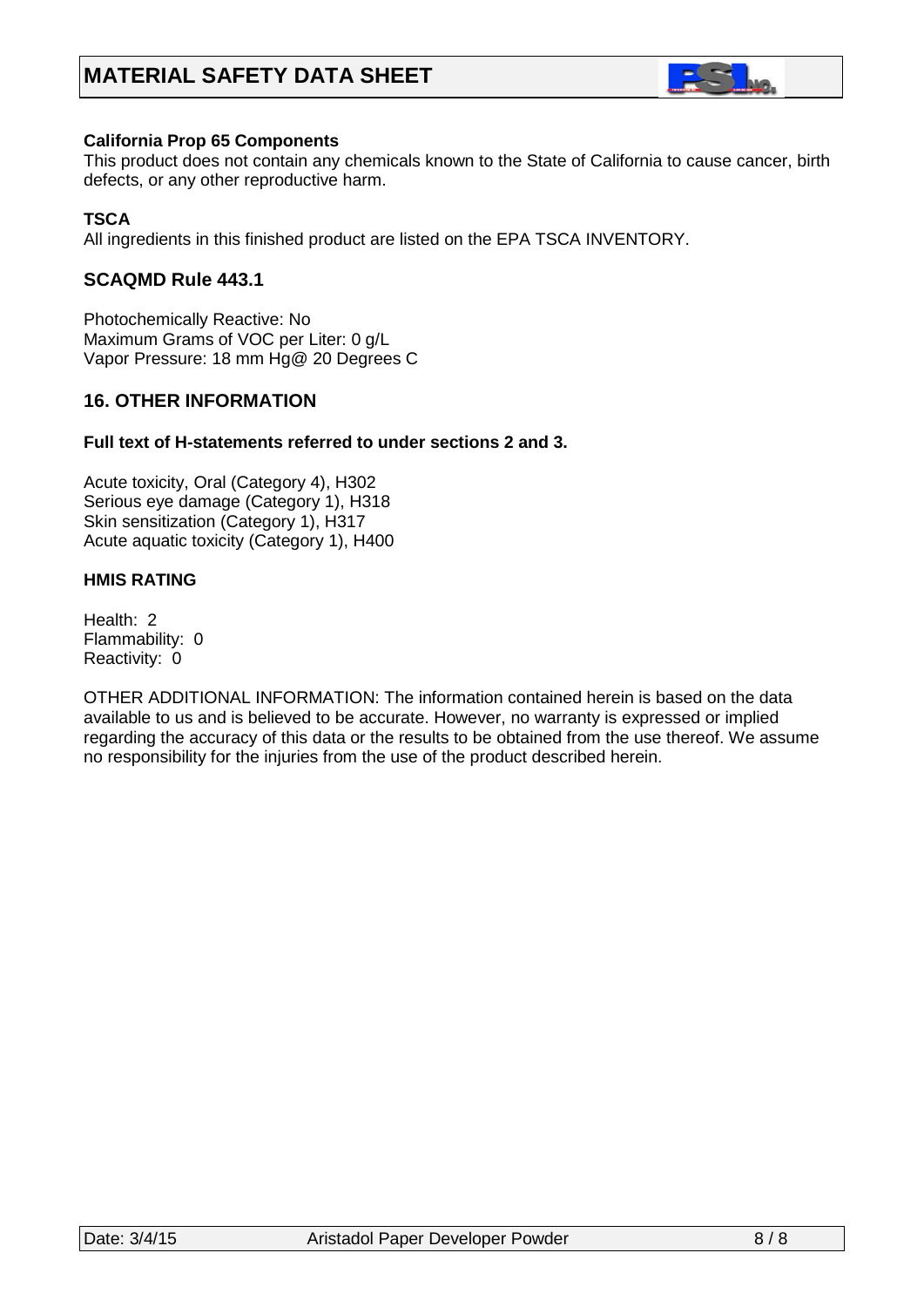### California Prop 65 Components

This product does not contain any chemicals known to the State of California to cause cancer, birth defects, or any other reproductive harm.

### TSCA

All ingredients in this finished product are listed on the EPA TSCA INVENTORY.

## SCAQMD Rule 443.1

Photochemically Reactive: No
Maximum Grams of VOC per Liter: 0 g/L
Vapor Pressure: 18 mm Hg@ 20 Degrees C

## 16. OTHER INFORMATION

### Full text of H-statements referred to under sections 2 and 3.

Acute toxicity, Oral (Category 4), H302
Serious eye damage (Category 1), H318
Skin sensitization (Category 1), H317
Acute aquatic toxicity (Category 1), H400

### HMIS RATING

Health: 2
Flammability: 0
Reactivity: 0

OTHER ADDITIONAL INFORMATION: The information contained herein is based on the data available to us and is believed to be accurate. However, no warranty is expressed or implied regarding the accuracy of this data or the results to be obtained from the use thereof. We assume no responsibility for the injuries from the use of the product described herein.